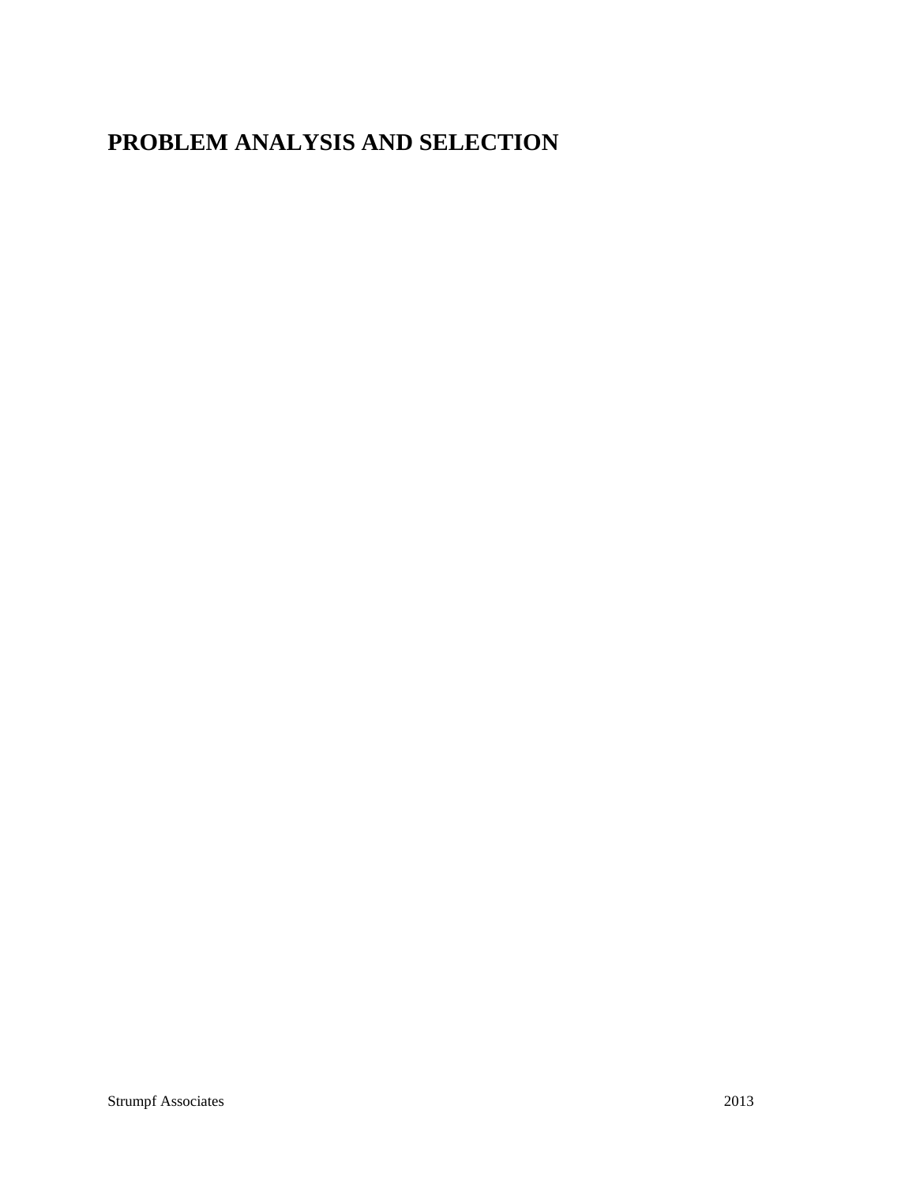# PROBLEM ANALYSIS AND SELECTION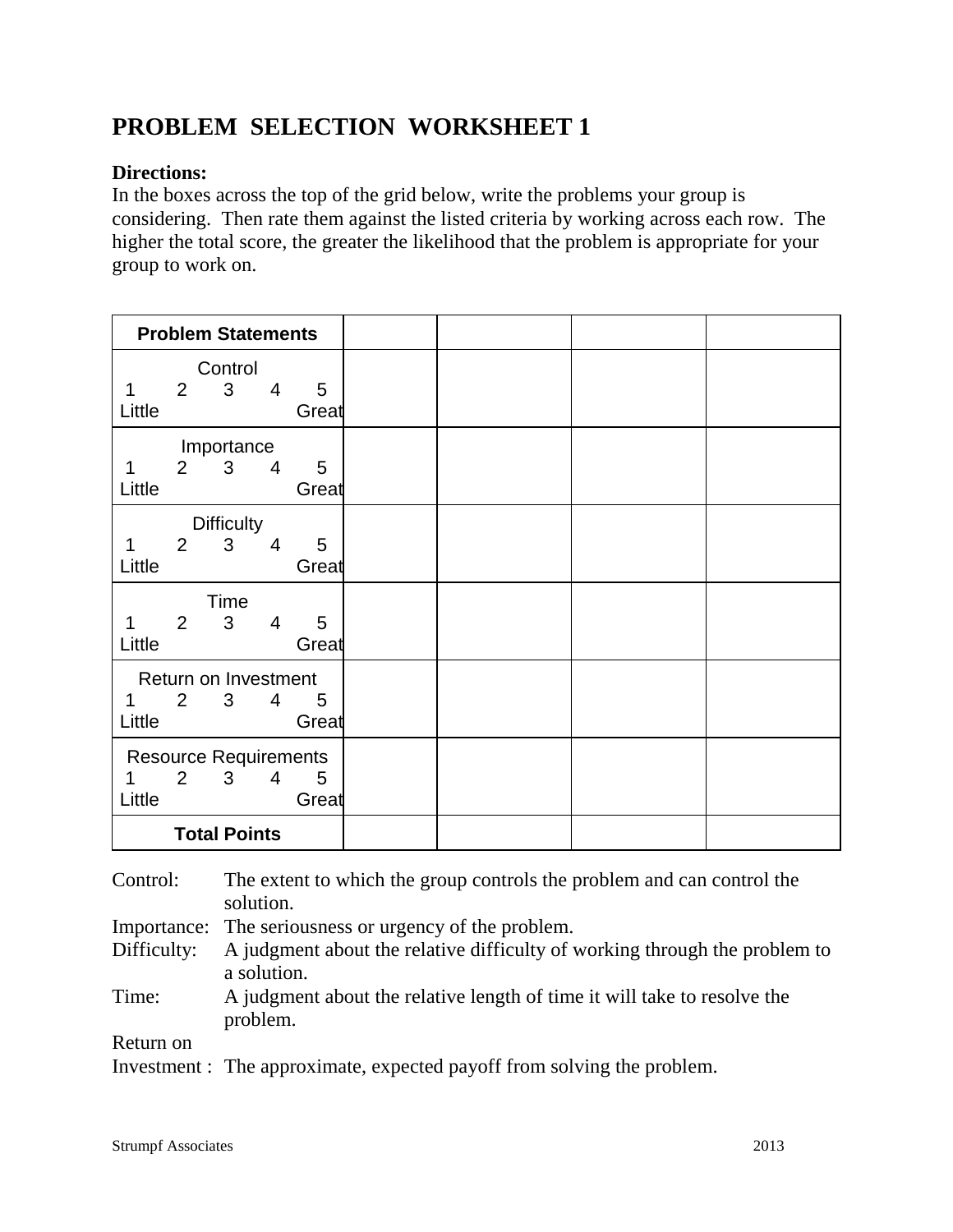# PROBLEM SELECTION WORKSHEET 1

**Directions:**
In the boxes across the top of the grid below, write the problems your group is considering. Then rate them against the listed criteria by working across each row. The higher the total score, the greater the likelihood that the problem is appropriate for your group to work on.

| **Problem Statements** | | | | |
|---|---|---|---|---|
| Control<br>1 2 3 4 5<br>Little Great | | | | |
| Importance<br>1 2 3 4 5<br>Little Great | | | | |
| Difficulty<br>1 2 3 4 5<br>Little Great | | | | |
| Time<br>1 2 3 4 5<br>Little Great | | | | |
| Return on Investment<br>1 2 3 4 5<br>Little Great | | | | |
| Resource Requirements<br>1 2 3 4 5<br>Little Great | | | | |
| **Total Points** | | | | |

Control: The extent to which the group controls the problem and can control the solution.

Importance: The seriousness or urgency of the problem.

Difficulty: A judgment about the relative difficulty of working through the problem to a solution.

Time: A judgment about the relative length of time it will take to resolve the problem.

Return on Investment : The approximate, expected payoff from solving the problem.

Strumpf Associates 2013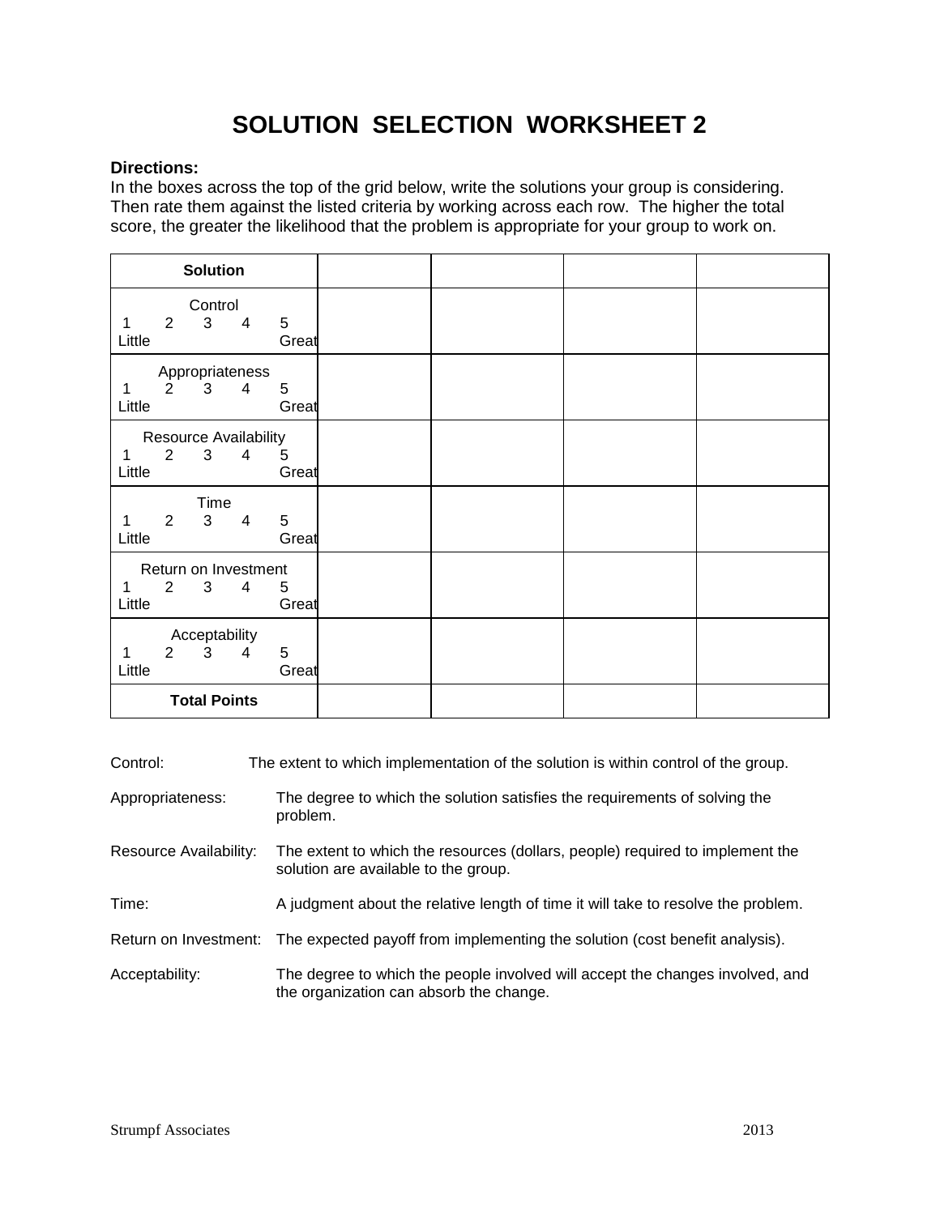# SOLUTION SELECTION WORKSHEET 2

**Directions:**
In the boxes across the top of the grid below, write the solutions your group is considering. Then rate them against the listed criteria by working across each row. The higher the total score, the greater the likelihood that the problem is appropriate for your group to work on.

| **Solution** | | | | |
|---|---|---|---|---|
| Control<br>1 2 3 4 5<br>Little Great | | | | |
| Appropriateness<br>1 2 3 4 5<br>Little Great | | | | |
| Resource Availability<br>1 2 3 4 5<br>Little Great | | | | |
| Time<br>1 2 3 4 5<br>Little Great | | | | |
| Return on Investment<br>1 2 3 4 5<br>Little Great | | | | |
| Acceptability<br>1 2 3 4 5<br>Little Great | | | | |
| **Total Points** | | | | |

Control: The extent to which implementation of the solution is within control of the group.

Appropriateness: The degree to which the solution satisfies the requirements of solving the problem.

Resource Availability: The extent to which the resources (dollars, people) required to implement the solution are available to the group.

Time: A judgment about the relative length of time it will take to resolve the problem.

Return on Investment: The expected payoff from implementing the solution (cost benefit analysis).

Acceptability: The degree to which the people involved will accept the changes involved, and the organization can absorb the change.

Strumpf Associates 2013